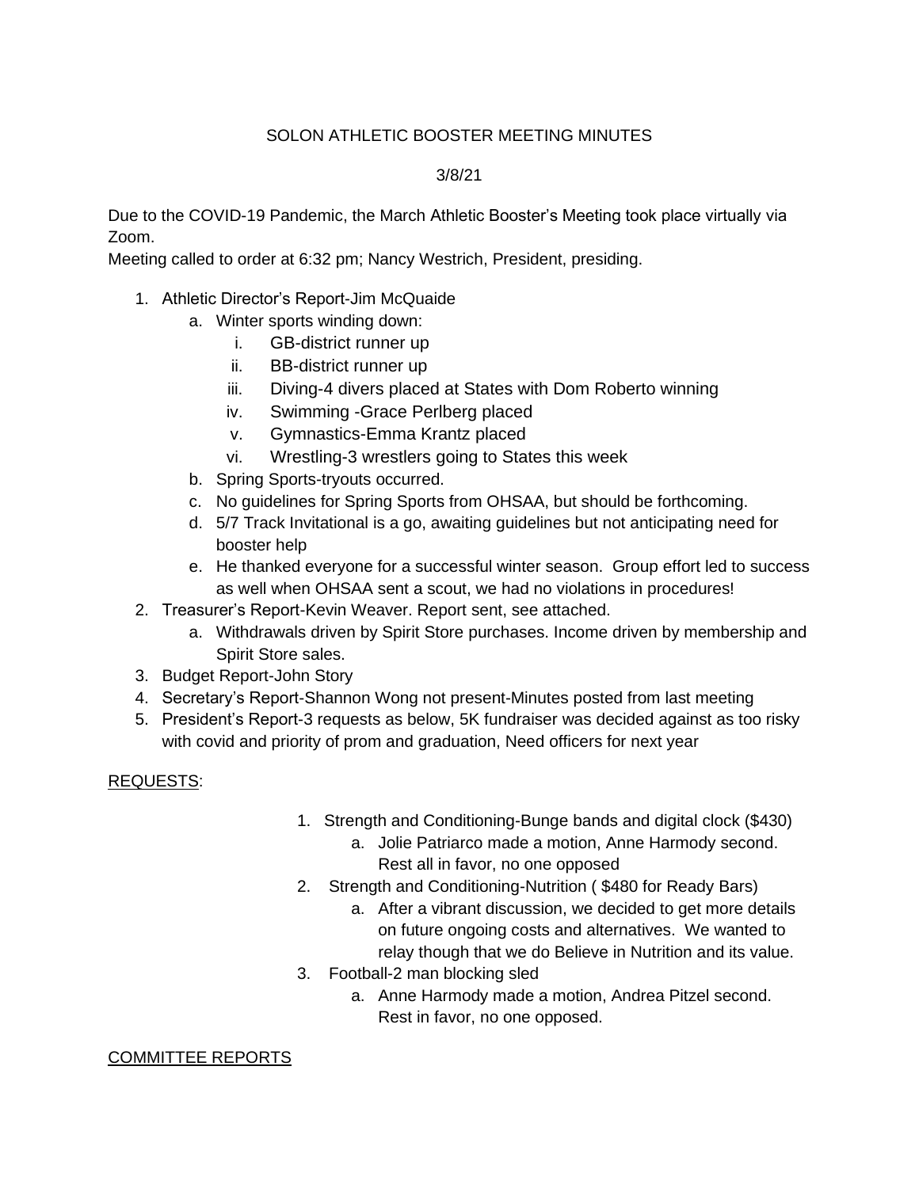# SOLON ATHLETIC BOOSTER MEETING MINUTES

3/8/21

Due to the COVID-19 Pandemic, the March Athletic Booster's Meeting took place virtually via Zoom.

Meeting called to order at 6:32 pm; Nancy Westrich, President, presiding.

1. Athletic Director's Report-Jim McQuaide
   a. Winter sports winding down:
      i. GB-district runner up
      ii. BB-district runner up
      iii. Diving-4 divers placed at States with Dom Roberto winning
      iv. Swimming -Grace Perlberg placed
      v. Gymnastics-Emma Krantz placed
      vi. Wrestling-3 wrestlers going to States this week
   b. Spring Sports-tryouts occurred.
   c. No guidelines for Spring Sports from OHSAA, but should be forthcoming.
   d. 5/7 Track Invitational is a go, awaiting guidelines but not anticipating need for booster help
   e. He thanked everyone for a successful winter season. Group effort led to success as well when OHSAA sent a scout, we had no violations in procedures!
2. Treasurer's Report-Kevin Weaver. Report sent, see attached.
   a. Withdrawals driven by Spirit Store purchases. Income driven by membership and Spirit Store sales.
3. Budget Report-John Story
4. Secretary's Report-Shannon Wong not present-Minutes posted from last meeting
5. President's Report-3 requests as below, 5K fundraiser was decided against as too risky with covid and priority of prom and graduation, Need officers for next year

<u>REQUESTS</u>:

1. Strength and Conditioning-Bunge bands and digital clock ($430)
   a. Jolie Patriarco made a motion, Anne Harmody second. Rest all in favor, no one opposed
2. Strength and Conditioning-Nutrition ( $480 for Ready Bars)
   a. After a vibrant discussion, we decided to get more details on future ongoing costs and alternatives. We wanted to relay though that we do Believe in Nutrition and its value.
3. Football-2 man blocking sled
   a. Anne Harmody made a motion, Andrea Pitzel second. Rest in favor, no one opposed.

<u>COMMITTEE REPORTS</u>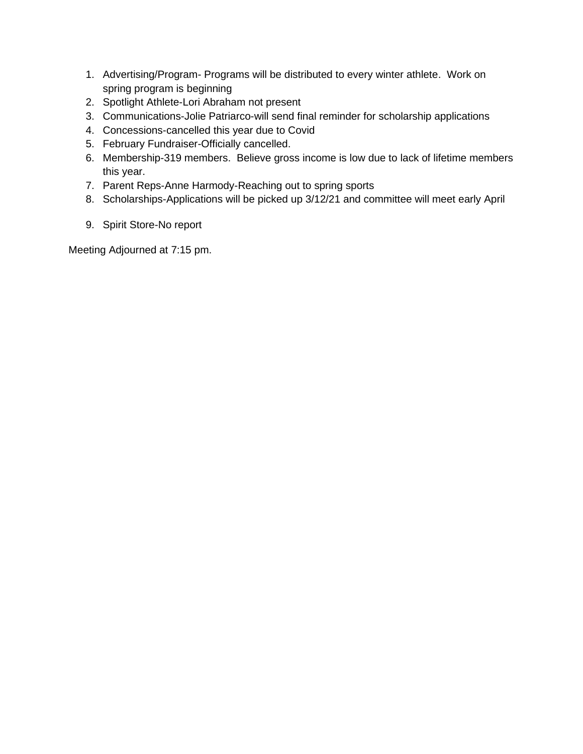1. Advertising/Program- Programs will be distributed to every winter athlete. Work on spring program is beginning
2. Spotlight Athlete-Lori Abraham not present
3. Communications-Jolie Patriarco-will send final reminder for scholarship applications
4. Concessions-cancelled this year due to Covid
5. February Fundraiser-Officially cancelled.
6. Membership-319 members. Believe gross income is low due to lack of lifetime members this year.
7. Parent Reps-Anne Harmody-Reaching out to spring sports
8. Scholarships-Applications will be picked up 3/12/21 and committee will meet early April
9. Spirit Store-No report

Meeting Adjourned at 7:15 pm.